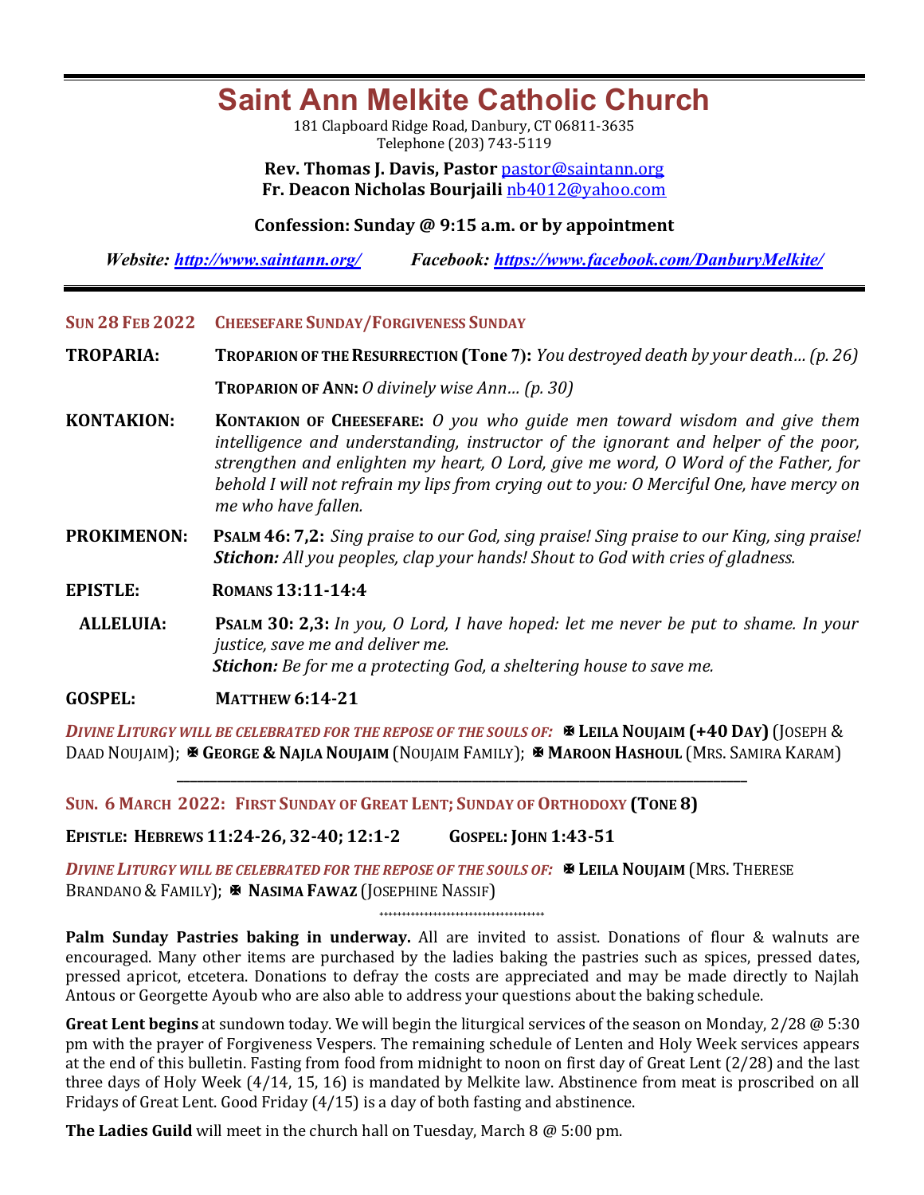# Saint Ann Melkite Catholic Church

181 Clapboard Ridge Road, Danbury, CT 06811-3635
Telephone (203) 743-5119

**Rev. Thomas J. Davis, Pastor** pastor@saintann.org
**Fr. Deacon Nicholas Bourjaili** nb4012@yahoo.com

**Confession: Sunday @ 9:15 a.m. or by appointment**

***Website: http://www.saintann.org/*** ***Facebook: https://www.facebook.com/DanburyMelkite/***

---

**SUN 28 FEB 2022 CHEESEFARE SUNDAY/FORGIVENESS SUNDAY**

**TROPARIA:** **TROPARION OF THE RESURRECTION (Tone 7):** *You destroyed death by your death… (p. 26)*

**TROPARION OF ANN:** *O divinely wise Ann… (p. 30)*

**KONTAKION:** **KONTAKION OF CHEESEFARE:** *O you who guide men toward wisdom and give them intelligence and understanding, instructor of the ignorant and helper of the poor, strengthen and enlighten my heart, O Lord, give me word, O Word of the Father, for behold I will not refrain my lips from crying out to you: O Merciful One, have mercy on me who have fallen.*

**PROKIMENON:** **PSALM 46: 7,2:** *Sing praise to our God, sing praise! Sing praise to our King, sing praise!*
***Stichon:*** *All you peoples, clap your hands! Shout to God with cries of gladness.*

**EPISTLE:** **ROMANS 13:11-14:4**

**ALLELUIA:** **PSALM 30: 2,3:** *In you, O Lord, I have hoped: let me never be put to shame. In your justice, save me and deliver me.*
***Stichon:*** *Be for me a protecting God, a sheltering house to save me.*

**GOSPEL:** **MATTHEW 6:14-21**

***DIVINE LITURGY WILL BE CELEBRATED FOR THE REPOSE OF THE SOULS OF:*** ✠ **LEILA NOUJAIM (+40 DAY)** (JOSEPH & DAAD NOUJAIM); ✠ **GEORGE & NAJLA NOUJAIM** (NOUJAIM FAMILY); ✠ **MAROON HASHOUL** (MRS. SAMIRA KARAM)

---

**SUN. 6 MARCH 2022: FIRST SUNDAY OF GREAT LENT; SUNDAY OF ORTHODOXY (TONE 8)**

**EPISTLE: HEBREWS 11:24-26, 32-40; 12:1-2** **GOSPEL: JOHN 1:43-51**

***DIVINE LITURGY WILL BE CELEBRATED FOR THE REPOSE OF THE SOULS OF:*** ✠ **LEILA NOUJAIM** (MRS. THERESE BRANDANO & FAMILY); ✠ **NASIMA FAWAZ** (JOSEPHINE NASSIF)

++++++++++++++++++++++++++++++++++++

**Palm Sunday Pastries baking in underway.** All are invited to assist. Donations of flour & walnuts are encouraged. Many other items are purchased by the ladies baking the pastries such as spices, pressed dates, pressed apricot, etcetera. Donations to defray the costs are appreciated and may be made directly to Najlah Antous or Georgette Ayoub who are also able to address your questions about the baking schedule.

**Great Lent begins** at sundown today. We will begin the liturgical services of the season on Monday, 2/28 @ 5:30 pm with the prayer of Forgiveness Vespers. The remaining schedule of Lenten and Holy Week services appears at the end of this bulletin. Fasting from food from midnight to noon on first day of Great Lent (2/28) and the last three days of Holy Week (4/14, 15, 16) is mandated by Melkite law. Abstinence from meat is proscribed on all Fridays of Great Lent. Good Friday (4/15) is a day of both fasting and abstinence.

**The Ladies Guild** will meet in the church hall on Tuesday, March 8 @ 5:00 pm.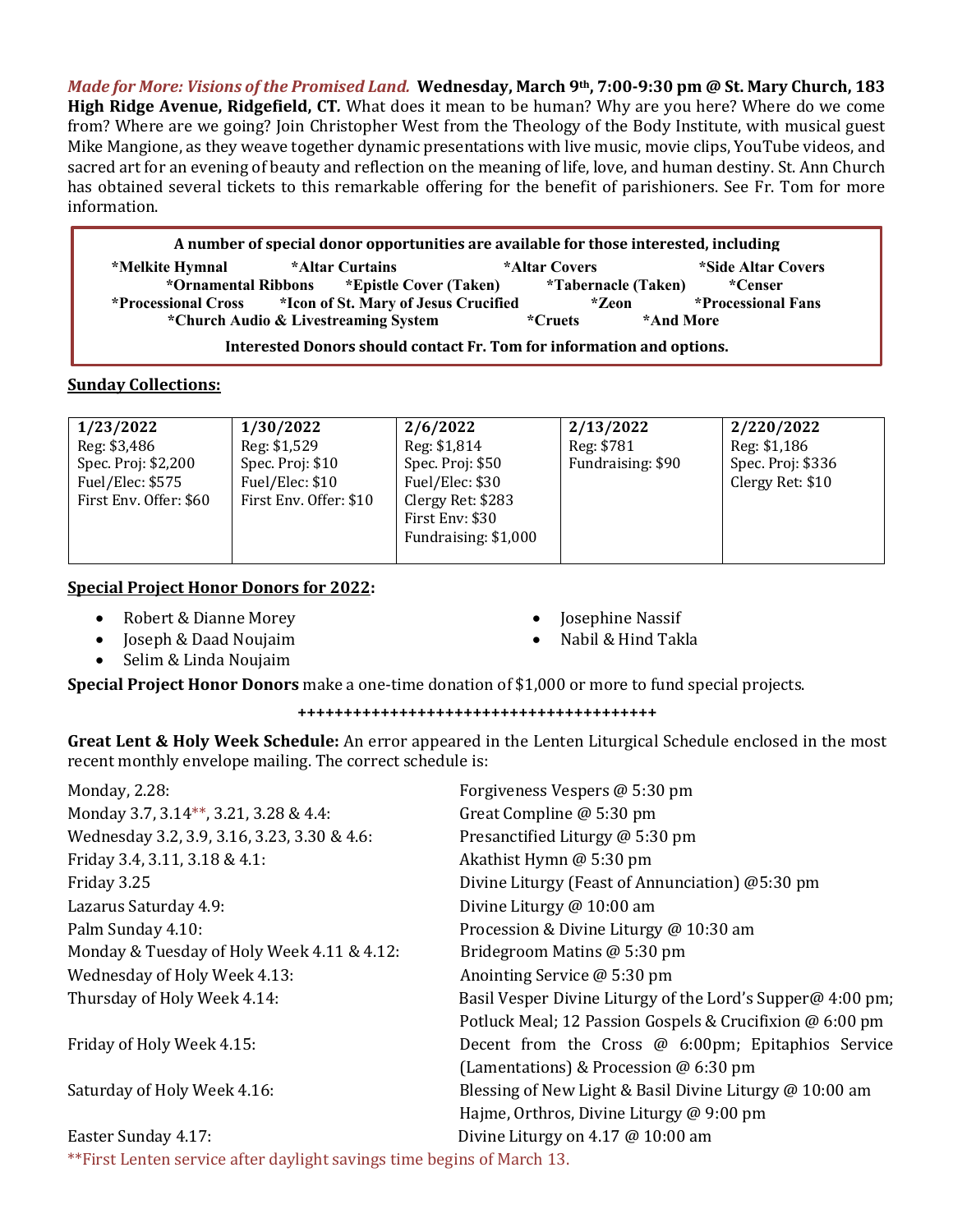*Made for More: Visions of the Promised Land.* **Wednesday, March 9th, 7:00-9:30 pm @ St. Mary Church, 183 High Ridge Avenue, Ridgefield, CT.** What does it mean to be human? Why are you here? Where do we come from? Where are we going? Join Christopher West from the Theology of the Body Institute, with musical guest Mike Mangione, as they weave together dynamic presentations with live music, movie clips, YouTube videos, and sacred art for an evening of beauty and reflection on the meaning of life, love, and human destiny. St. Ann Church has obtained several tickets to this remarkable offering for the benefit of parishioners. See Fr. Tom for more information.

**A number of special donor opportunities are available for those interested, including**

**\*Melkite Hymnal \*Altar Curtains \*Altar Covers \*Side Altar Covers**
**\*Ornamental Ribbons \*Epistle Cover (Taken) \*Tabernacle (Taken) \*Censer**
**\*Processional Cross \*Icon of St. Mary of Jesus Crucified \*Zeon \*Processional Fans**
**\*Church Audio & Livestreaming System \*Cruets \*And More**

**Interested Donors should contact Fr. Tom for information and options.**

**<u>Sunday Collections:</u>**

| 1/23/2022 | 1/30/2022 | 2/6/2022 | 2/13/2022 | 2/220/2022 |
|---|---|---|---|---|
| Reg: $3,486<br>Spec. Proj: $2,200<br>Fuel/Elec: $575<br>First Env. Offer: $60 | Reg: $1,529<br>Spec. Proj: $10<br>Fuel/Elec: $10<br>First Env. Offer: $10 | Reg: $1,814<br>Spec. Proj: $50<br>Fuel/Elec: $30<br>Clergy Ret: $283<br>First Env: $30<br>Fundraising: $1,000 | Reg: $781<br>Fundraising: $90 | Reg: $1,186<br>Spec. Proj: $336<br>Clergy Ret: $10 |

**<u>Special Project Honor Donors for 2022</u>:**

- Robert & Dianne Morey
- Joseph & Daad Noujaim
- Selim & Linda Noujaim
- Josephine Nassif
- Nabil & Hind Takla

**Special Project Honor Donors** make a one-time donation of $1,000 or more to fund special projects.

++++++++++++++++++++++++++++++++++++++++

**Great Lent & Holy Week Schedule:** An error appeared in the Lenten Liturgical Schedule enclosed in the most recent monthly envelope mailing. The correct schedule is:

| | |
|---|---|
| Monday, 2.28: | Forgiveness Vespers @ 5:30 pm |
| Monday 3.7, 3.14**, 3.21, 3.28 & 4.4: | Great Compline @ 5:30 pm |
| Wednesday 3.2, 3.9, 3.16, 3.23, 3.30 & 4.6: | Presanctified Liturgy @ 5:30 pm |
| Friday 3.4, 3.11, 3.18 & 4.1: | Akathist Hymn @ 5:30 pm |
| Friday 3.25 | Divine Liturgy (Feast of Annunciation) @5:30 pm |
| Lazarus Saturday 4.9: | Divine Liturgy @ 10:00 am |
| Palm Sunday 4.10: | Procession & Divine Liturgy @ 10:30 am |
| Monday & Tuesday of Holy Week 4.11 & 4.12: | Bridegroom Matins @ 5:30 pm |
| Wednesday of Holy Week 4.13: | Anointing Service @ 5:30 pm |
| Thursday of Holy Week 4.14: | Basil Vesper Divine Liturgy of the Lord's Supper@ 4:00 pm; Potluck Meal; 12 Passion Gospels & Crucifixion @ 6:00 pm |
| Friday of Holy Week 4.15: | Decent from the Cross @ 6:00pm; Epitaphios Service (Lamentations) & Procession @ 6:30 pm |
| Saturday of Holy Week 4.16: | Blessing of New Light & Basil Divine Liturgy @ 10:00 am<br>Hajme, Orthros, Divine Liturgy @ 9:00 pm |
| Easter Sunday 4.17: | Divine Liturgy on 4.17 @ 10:00 am |

**First Lenten service after daylight savings time begins of March 13.